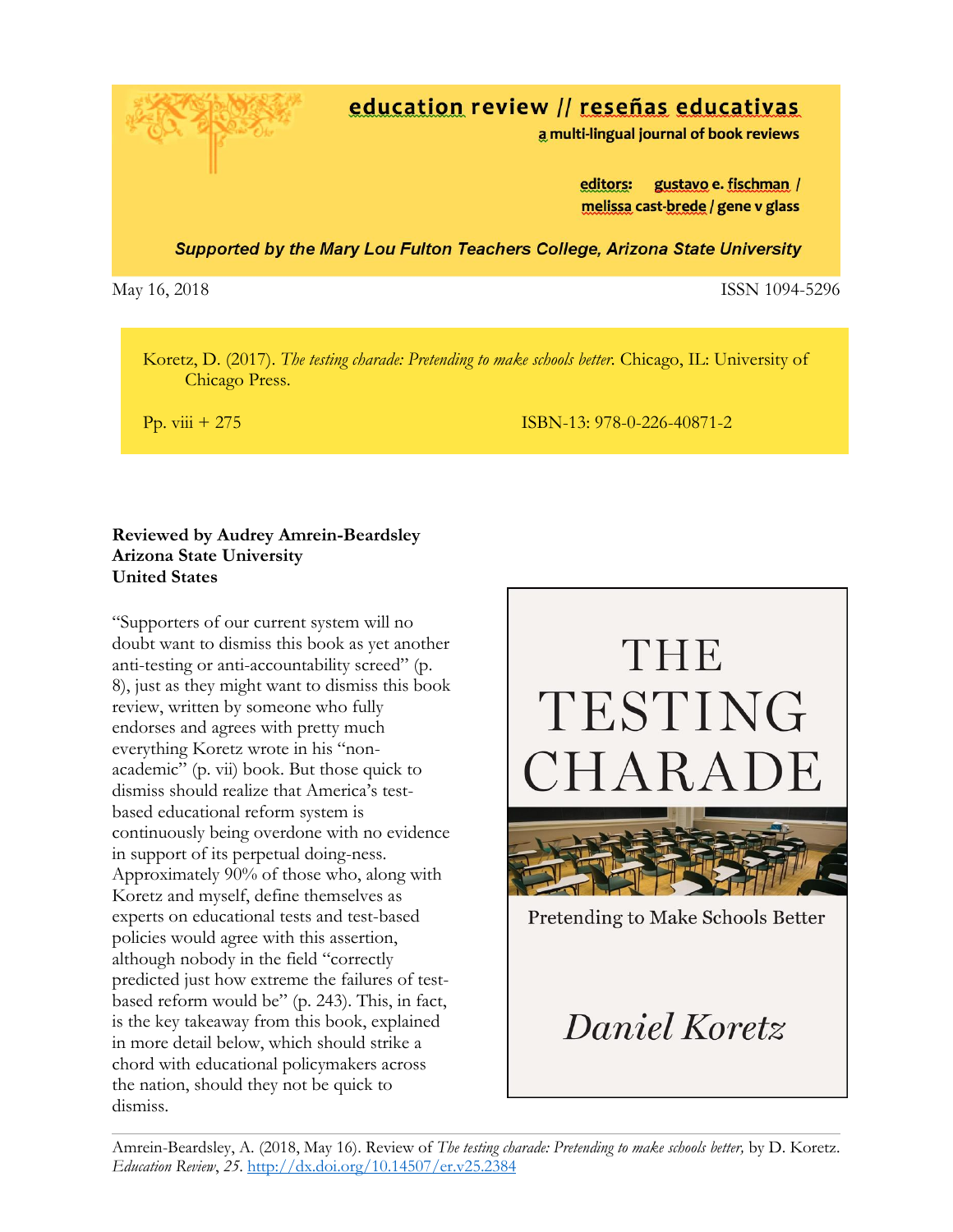education review // reseñas educativas

a multi-lingual journal of book reviews

editors: gustavo e. fischman / melissa cast-brede / gene v glass

*Supported by the Mary Lou Fulton Teachers College, Arizona State University*

May 16, 2018 ISSN 1094-5296

Koretz, D. (2017). *The testing charade: Pretending to make schools better.* Chicago, IL: University of Chicago Press.

Pp. viii + 275 ISBN-13: 978-0-226-40871-2

**Reviewed by Audrey Amrein-Beardsley**
**Arizona State University**
**United States**

"Supporters of our current system will no doubt want to dismiss this book as yet another anti-testing or anti-accountability screed" (p. 8), just as they might want to dismiss this book review, written by someone who fully endorses and agrees with pretty much everything Koretz wrote in his "non-academic" (p. vii) book. But those quick to dismiss should realize that America's test-based educational reform system is continuously being overdone with no evidence in support of its perpetual doing-ness. Approximately 90% of those who, along with Koretz and myself, define themselves as experts on educational tests and test-based policies would agree with this assertion, although nobody in the field "correctly predicted just how extreme the failures of test-based reform would be" (p. 243). This, in fact, is the key takeaway from this book, explained in more detail below, which should strike a chord with educational policymakers across the nation, should they not be quick to dismiss.

THE TESTING CHARADE

Pretending to Make Schools Better

*Daniel Koretz*

Amrein-Beardsley, A. (2018, May 16). Review of *The testing charade: Pretending to make schools better,* by D. Koretz. *Education Review*, *25*. http://dx.doi.org/10.14507/er.v25.2384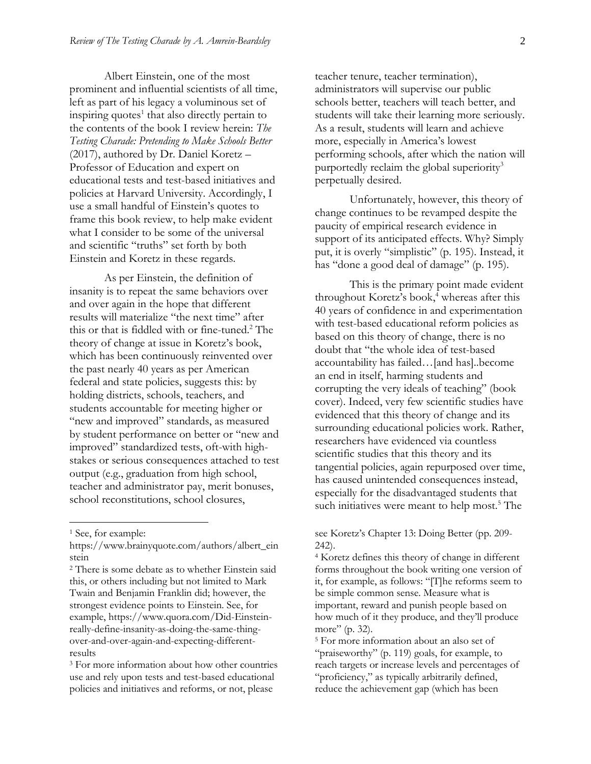Albert Einstein, one of the most prominent and influential scientists of all time, left as part of his legacy a voluminous set of inspiring quotes[1] that also directly pertain to the contents of the book I review herein: *The Testing Charade: Pretending to Make Schools Better* (2017), authored by Dr. Daniel Koretz – Professor of Education and expert on educational tests and test-based initiatives and policies at Harvard University. Accordingly, I use a small handful of Einstein's quotes to frame this book review, to help make evident what I consider to be some of the universal and scientific "truths" set forth by both Einstein and Koretz in these regards.

As per Einstein, the definition of insanity is to repeat the same behaviors over and over again in the hope that different results will materialize "the next time" after this or that is fiddled with or fine-tuned.[2] The theory of change at issue in Koretz's book, which has been continuously reinvented over the past nearly 40 years as per American federal and state policies, suggests this: by holding districts, schools, teachers, and students accountable for meeting higher or "new and improved" standards, as measured by student performance on better or "new and improved" standardized tests, oft-with high-stakes or serious consequences attached to test output (e.g., graduation from high school, teacher and administrator pay, merit bonuses, school reconstitutions, school closures, teacher tenure, teacher termination), administrators will supervise our public schools better, teachers will teach better, and students will take their learning more seriously. As a result, students will learn and achieve more, especially in America's lowest performing schools, after which the nation will purportedly reclaim the global superiority[3] perpetually desired.

Unfortunately, however, this theory of change continues to be revamped despite the paucity of empirical research evidence in support of its anticipated effects. Why? Simply put, it is overly "simplistic" (p. 195). Instead, it has "done a good deal of damage" (p. 195).

This is the primary point made evident throughout Koretz's book,[4] whereas after this 40 years of confidence in and experimentation with test-based educational reform policies as based on this theory of change, there is no doubt that "the whole idea of test-based accountability has failed…[and has]..become an end in itself, harming students and corrupting the very ideals of teaching" (book cover). Indeed, very few scientific studies have evidenced that this theory of change and its surrounding educational policies work. Rather, researchers have evidenced via countless scientific studies that this theory and its tangential policies, again repurposed over time, has caused unintended consequences instead, especially for the disadvantaged students that such initiatives were meant to help most.[5] The

---

[1] See, for example: https://www.brainyquote.com/authors/albert_einstein

[2] There is some debate as to whether Einstein said this, or others including but not limited to Mark Twain and Benjamin Franklin did; however, the strongest evidence points to Einstein. See, for example, https://www.quora.com/Did-Einstein-really-define-insanity-as-doing-the-same-thing-over-and-over-again-and-expecting-different-results

[3] For more information about how other countries use and rely upon tests and test-based educational policies and initiatives and reforms, or not, please see Koretz's Chapter 13: Doing Better (pp. 209-242).

[4] Koretz defines this theory of change in different forms throughout the book writing one version of it, for example, as follows: "[T]he reforms seem to be simple common sense. Measure what is important, reward and punish people based on how much of it they produce, and they'll produce more" (p. 32).

[5] For more information about an also set of "praiseworthy" (p. 119) goals, for example, to reach targets or increase levels and percentages of "proficiency," as typically arbitrarily defined, reduce the achievement gap (which has been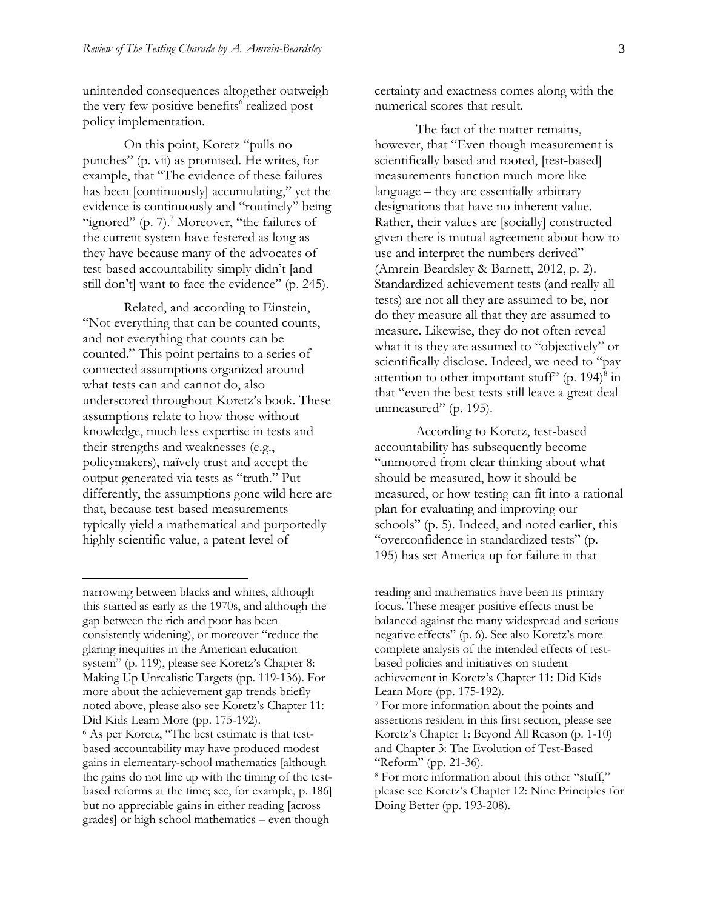unintended consequences altogether outweigh the very few positive benefits[6] realized post policy implementation.

On this point, Koretz "pulls no punches" (p. vii) as promised. He writes, for example, that "The evidence of these failures has been [continuously] accumulating," yet the evidence is continuously and "routinely" being "ignored" (p. 7).[7] Moreover, "the failures of the current system have festered as long as they have because many of the advocates of test-based accountability simply didn't [and still don't] want to face the evidence" (p. 245).

Related, and according to Einstein, "Not everything that can be counted counts, and not everything that counts can be counted." This point pertains to a series of connected assumptions organized around what tests can and cannot do, also underscored throughout Koretz's book. These assumptions relate to how those without knowledge, much less expertise in tests and their strengths and weaknesses (e.g., policymakers), naïvely trust and accept the output generated via tests as "truth." Put differently, the assumptions gone wild here are that, because test-based measurements typically yield a mathematical and purportedly highly scientific value, a patent level of certainty and exactness comes along with the numerical scores that result.

The fact of the matter remains, however, that "Even though measurement is scientifically based and rooted, [test-based] measurements function much more like language – they are essentially arbitrary designations that have no inherent value. Rather, their values are [socially] constructed given there is mutual agreement about how to use and interpret the numbers derived" (Amrein-Beardsley & Barnett, 2012, p. 2). Standardized achievement tests (and really all tests) are not all they are assumed to be, nor do they measure all that they are assumed to measure. Likewise, they do not often reveal what it is they are assumed to "objectively" or scientifically disclose. Indeed, we need to "pay attention to other important stuff" (p. 194)[8] in that "even the best tests still leave a great deal unmeasured" (p. 195).

According to Koretz, test-based accountability has subsequently become "unmoored from clear thinking about what should be measured, how it should be measured, or how testing can fit into a rational plan for evaluating and improving our schools" (p. 5). Indeed, and noted earlier, this "overconfidence in standardized tests" (p. 195) has set America up for failure in that

---

narrowing between blacks and whites, although this started as early as the 1970s, and although the gap between the rich and poor has been consistently widening), or moreover "reduce the glaring inequities in the American education system" (p. 119), please see Koretz's Chapter 8: Making Up Unrealistic Targets (pp. 119-136). For more about the achievement gap trends briefly noted above, please also see Koretz's Chapter 11: Did Kids Learn More (pp. 175-192).

[6] As per Koretz, "The best estimate is that test-based accountability may have produced modest gains in elementary-school mathematics [although the gains do not line up with the timing of the test-based reforms at the time; see, for example, p. 186] but no appreciable gains in either reading [across grades] or high school mathematics – even though reading and mathematics have been its primary focus. These meager positive effects must be balanced against the many widespread and serious negative effects" (p. 6). See also Koretz's more complete analysis of the intended effects of test-based policies and initiatives on student achievement in Koretz's Chapter 11: Did Kids Learn More (pp. 175-192).

[7] For more information about the points and assertions resident in this first section, please see Koretz's Chapter 1: Beyond All Reason (p. 1-10) and Chapter 3: The Evolution of Test-Based "Reform" (pp. 21-36).

[8] For more information about this other "stuff," please see Koretz's Chapter 12: Nine Principles for Doing Better (pp. 193-208).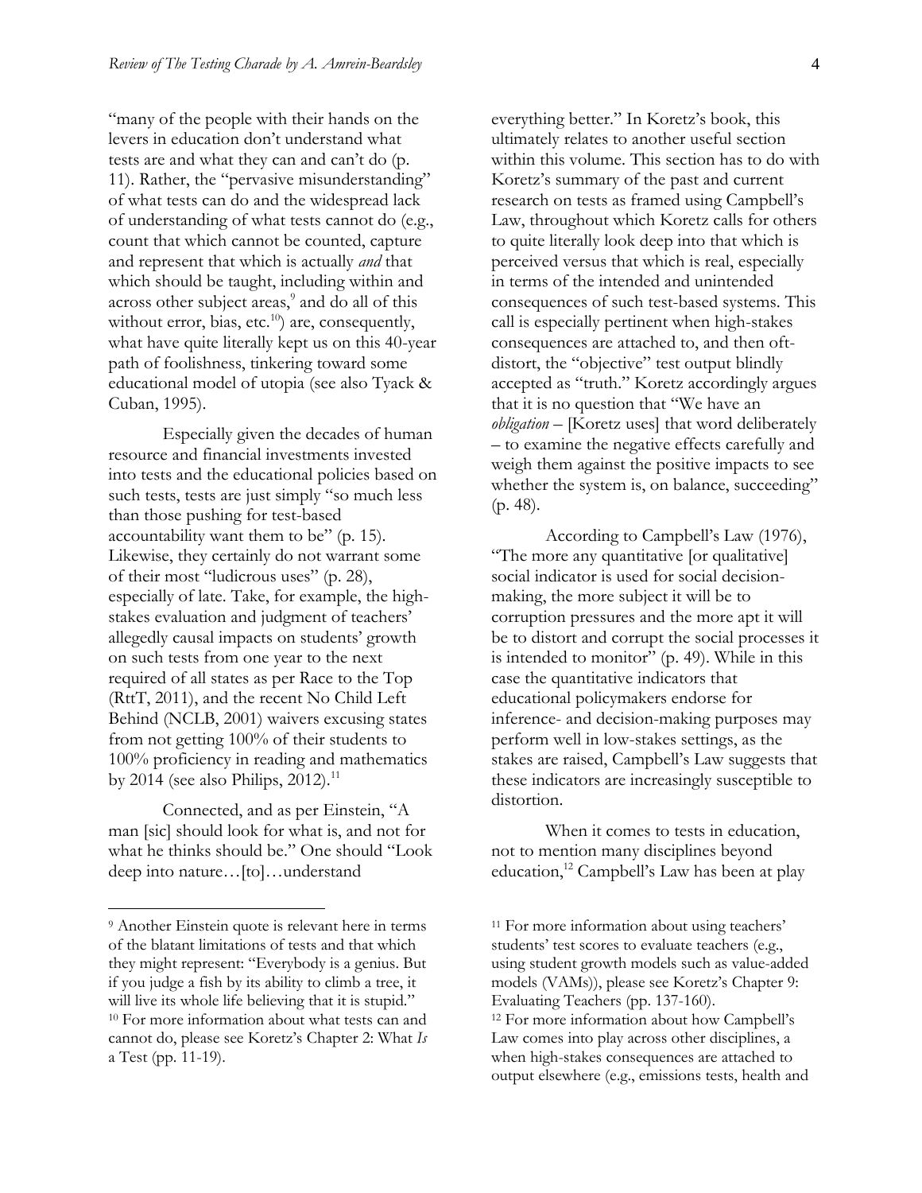"many of the people with their hands on the levers in education don't understand what tests are and what they can and can't do (p. 11). Rather, the "pervasive misunderstanding" of what tests can do and the widespread lack of understanding of what tests cannot do (e.g., count that which cannot be counted, capture and represent that which is actually *and* that which should be taught, including within and across other subject areas,[9] and do all of this without error, bias, etc.[10]) are, consequently, what have quite literally kept us on this 40-year path of foolishness, tinkering toward some educational model of utopia (see also Tyack & Cuban, 1995).

Especially given the decades of human resource and financial investments invested into tests and the educational policies based on such tests, tests are just simply "so much less than those pushing for test-based accountability want them to be" (p. 15). Likewise, they certainly do not warrant some of their most "ludicrous uses" (p. 28), especially of late. Take, for example, the high-stakes evaluation and judgment of teachers' allegedly causal impacts on students' growth on such tests from one year to the next required of all states as per Race to the Top (RttT, 2011), and the recent No Child Left Behind (NCLB, 2001) waivers excusing states from not getting 100% of their students to 100% proficiency in reading and mathematics by 2014 (see also Philips, 2012).[11]

Connected, and as per Einstein, "A man [sic] should look for what is, and not for what he thinks should be." One should "Look deep into nature…[to]…understand everything better." In Koretz's book, this ultimately relates to another useful section within this volume. This section has to do with Koretz's summary of the past and current research on tests as framed using Campbell's Law, throughout which Koretz calls for others to quite literally look deep into that which is perceived versus that which is real, especially in terms of the intended and unintended consequences of such test-based systems. This call is especially pertinent when high-stakes consequences are attached to, and then oft-distort, the "objective" test output blindly accepted as "truth." Koretz accordingly argues that it is no question that "We have an *obligation* – [Koretz uses] that word deliberately – to examine the negative effects carefully and weigh them against the positive impacts to see whether the system is, on balance, succeeding" (p. 48).

According to Campbell's Law (1976), "The more any quantitative [or qualitative] social indicator is used for social decision-making, the more subject it will be to corruption pressures and the more apt it will be to distort and corrupt the social processes it is intended to monitor" (p. 49). While in this case the quantitative indicators that educational policymakers endorse for inference- and decision-making purposes may perform well in low-stakes settings, as the stakes are raised, Campbell's Law suggests that these indicators are increasingly susceptible to distortion.

When it comes to tests in education, not to mention many disciplines beyond education,[12] Campbell's Law has been at play

---

[9] Another Einstein quote is relevant here in terms of the blatant limitations of tests and that which they might represent: "Everybody is a genius. But if you judge a fish by its ability to climb a tree, it will live its whole life believing that it is stupid."

[10] For more information about what tests can and cannot do, please see Koretz's Chapter 2: What *Is* a Test (pp. 11-19).

[11] For more information about using teachers' students' test scores to evaluate teachers (e.g., using student growth models such as value-added models (VAMs)), please see Koretz's Chapter 9: Evaluating Teachers (pp. 137-160).

[12] For more information about how Campbell's Law comes into play across other disciplines, a when high-stakes consequences are attached to output elsewhere (e.g., emissions tests, health and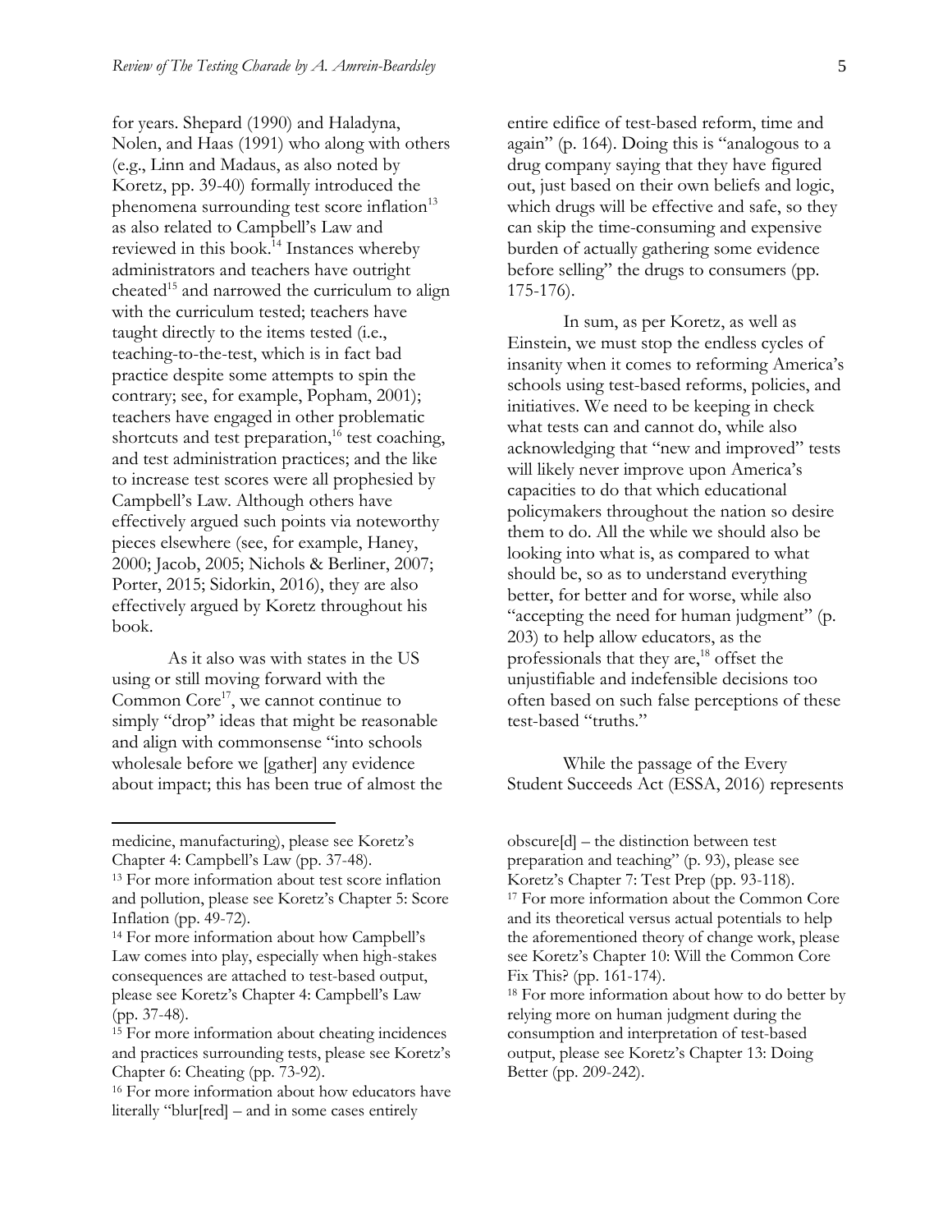for years. Shepard (1990) and Haladyna, Nolen, and Haas (1991) who along with others (e.g., Linn and Madaus, as also noted by Koretz, pp. 39-40) formally introduced the phenomena surrounding test score inflation[13] as also related to Campbell's Law and reviewed in this book.[14] Instances whereby administrators and teachers have outright cheated[15] and narrowed the curriculum to align with the curriculum tested; teachers have taught directly to the items tested (i.e., teaching-to-the-test, which is in fact bad practice despite some attempts to spin the contrary; see, for example, Popham, 2001); teachers have engaged in other problematic shortcuts and test preparation,[16] test coaching, and test administration practices; and the like to increase test scores were all prophesied by Campbell's Law. Although others have effectively argued such points via noteworthy pieces elsewhere (see, for example, Haney, 2000; Jacob, 2005; Nichols & Berliner, 2007; Porter, 2015; Sidorkin, 2016), they are also effectively argued by Koretz throughout his book.

As it also was with states in the US using or still moving forward with the Common Core[17], we cannot continue to simply "drop" ideas that might be reasonable and align with commonsense "into schools wholesale before we [gather] any evidence about impact; this has been true of almost the entire edifice of test-based reform, time and again" (p. 164). Doing this is "analogous to a drug company saying that they have figured out, just based on their own beliefs and logic, which drugs will be effective and safe, so they can skip the time-consuming and expensive burden of actually gathering some evidence before selling" the drugs to consumers (pp. 175-176).

In sum, as per Koretz, as well as Einstein, we must stop the endless cycles of insanity when it comes to reforming America's schools using test-based reforms, policies, and initiatives. We need to be keeping in check what tests can and cannot do, while also acknowledging that "new and improved" tests will likely never improve upon America's capacities to do that which educational policymakers throughout the nation so desire them to do. All the while we should also be looking into what is, as compared to what should be, so as to understand everything better, for better and for worse, while also "accepting the need for human judgment" (p. 203) to help allow educators, as the professionals that they are,[18] offset the unjustifiable and indefensible decisions too often based on such false perceptions of these test-based "truths."

While the passage of the Every Student Succeeds Act (ESSA, 2016) represents

---

medicine, manufacturing), please see Koretz's Chapter 4: Campbell's Law (pp. 37-48).

[13] For more information about test score inflation and pollution, please see Koretz's Chapter 5: Score Inflation (pp. 49-72).

[14] For more information about how Campbell's Law comes into play, especially when high-stakes consequences are attached to test-based output, please see Koretz's Chapter 4: Campbell's Law (pp. 37-48).

[15] For more information about cheating incidences and practices surrounding tests, please see Koretz's Chapter 6: Cheating (pp. 73-92).

[16] For more information about how educators have literally "blur[red] – and in some cases entirely obscure[d] – the distinction between test preparation and teaching" (p. 93), please see Koretz's Chapter 7: Test Prep (pp. 93-118).

[17] For more information about the Common Core and its theoretical versus actual potentials to help the aforementioned theory of change work, please see Koretz's Chapter 10: Will the Common Core Fix This? (pp. 161-174).

[18] For more information about how to do better by relying more on human judgment during the consumption and interpretation of test-based output, please see Koretz's Chapter 13: Doing Better (pp. 209-242).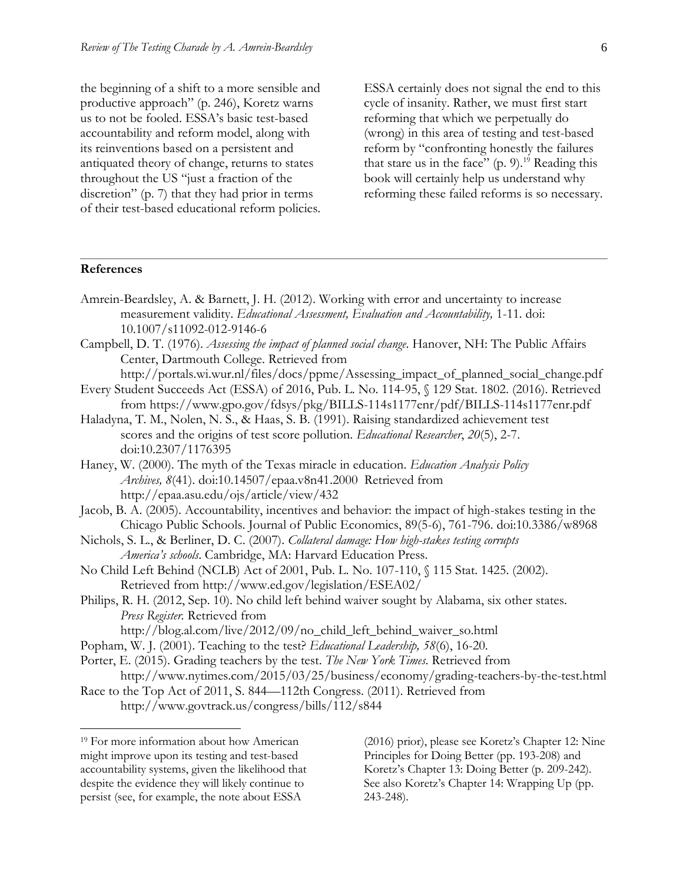the beginning of a shift to a more sensible and productive approach" (p. 246), Koretz warns us to not be fooled. ESSA's basic test-based accountability and reform model, along with its reinventions based on a persistent and antiquated theory of change, returns to states throughout the US "just a fraction of the discretion" (p. 7) that they had prior in terms of their test-based educational reform policies. ESSA certainly does not signal the end to this cycle of insanity. Rather, we must first start reforming that which we perpetually do (wrong) in this area of testing and test-based reform by "confronting honestly the failures that stare us in the face" (p. 9).[19] Reading this book will certainly help us understand why reforming these failed reforms is so necessary.

## References

Amrein-Beardsley, A. & Barnett, J. H. (2012). Working with error and uncertainty to increase measurement validity. *Educational Assessment, Evaluation and Accountability,* 1-11. doi: 10.1007/s11092-012-9146-6

Campbell, D. T. (1976). *Assessing the impact of planned social change.* Hanover, NH: The Public Affairs Center, Dartmouth College. Retrieved from http://portals.wi.wur.nl/files/docs/ppme/Assessing_impact_of_planned_social_change.pdf

Every Student Succeeds Act (ESSA) of 2016, Pub. L. No. 114-95, § 129 Stat. 1802. (2016). Retrieved from https://www.gpo.gov/fdsys/pkg/BILLS-114s1177enr/pdf/BILLS-114s1177enr.pdf

Haladyna, T. M., Nolen, N. S., & Haas, S. B. (1991). Raising standardized achievement test scores and the origins of test score pollution. *Educational Researcher*, *20*(5), 2-7. doi:10.2307/1176395

Haney, W. (2000). The myth of the Texas miracle in education. *Education Analysis Policy Archives, 8*(41). doi:10.14507/epaa.v8n41.2000 Retrieved from http://epaa.asu.edu/ojs/article/view/432

Jacob, B. A. (2005). Accountability, incentives and behavior: the impact of high-stakes testing in the Chicago Public Schools. Journal of Public Economics, 89(5-6), 761-796. doi:10.3386/w8968

Nichols, S. L., & Berliner, D. C. (2007). *Collateral damage: How high-stakes testing corrupts America's schools*. Cambridge, MA: Harvard Education Press.

No Child Left Behind (NCLB) Act of 2001, Pub. L. No. 107-110, § 115 Stat. 1425. (2002). Retrieved from http://www.ed.gov/legislation/ESEA02/

Philips, R. H. (2012, Sep. 10). No child left behind waiver sought by Alabama, six other states. *Press Register.* Retrieved from http://blog.al.com/live/2012/09/no_child_left_behind_waiver_so.html

Popham, W. J. (2001). Teaching to the test? *Educational Leadership, 58*(6), 16-20.

Porter, E. (2015). Grading teachers by the test. *The New York Times*. Retrieved from http://www.nytimes.com/2015/03/25/business/economy/grading-teachers-by-the-test.html

Race to the Top Act of 2011, S. 844—112th Congress. (2011). Retrieved from http://www.govtrack.us/congress/bills/112/s844

---

[19] For more information about how American might improve upon its testing and test-based accountability systems, given the likelihood that despite the evidence they will likely continue to persist (see, for example, the note about ESSA (2016) prior), please see Koretz's Chapter 12: Nine Principles for Doing Better (pp. 193-208) and Koretz's Chapter 13: Doing Better (p. 209-242). See also Koretz's Chapter 14: Wrapping Up (pp. 243-248).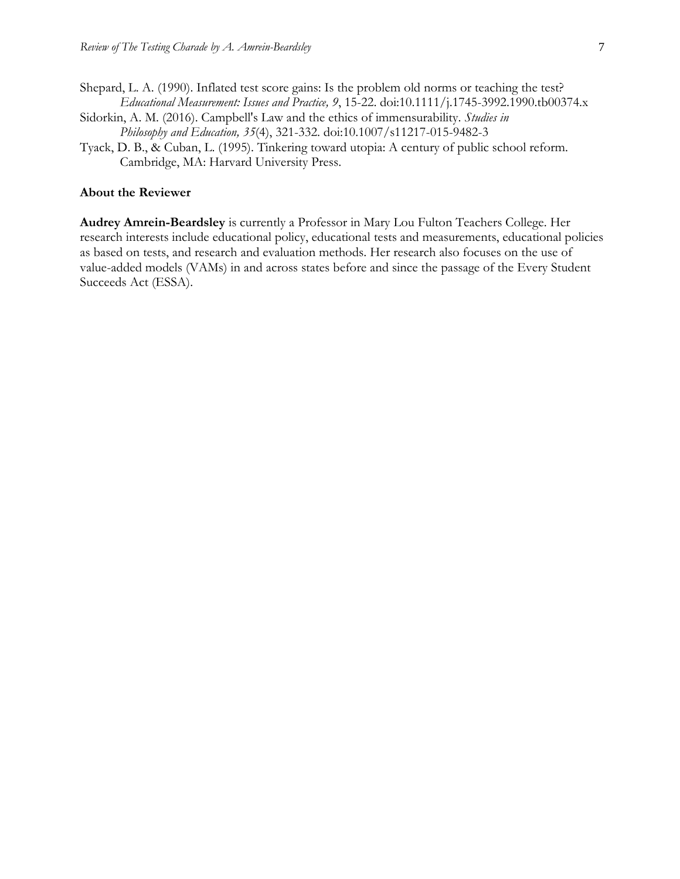Shepard, L. A. (1990). Inflated test score gains: Is the problem old norms or teaching the test? *Educational Measurement: Issues and Practice, 9*, 15-22. doi:10.1111/j.1745-3992.1990.tb00374.x

Sidorkin, A. M. (2016). Campbell's Law and the ethics of immensurability. *Studies in Philosophy and Education, 35*(4), 321-332. doi:10.1007/s11217-015-9482-3

Tyack, D. B., & Cuban, L. (1995). Tinkering toward utopia: A century of public school reform. Cambridge, MA: Harvard University Press.

## About the Reviewer

**Audrey Amrein-Beardsley** is currently a Professor in Mary Lou Fulton Teachers College. Her research interests include educational policy, educational tests and measurements, educational policies as based on tests, and research and evaluation methods. Her research also focuses on the use of value-added models (VAMs) in and across states before and since the passage of the Every Student Succeeds Act (ESSA).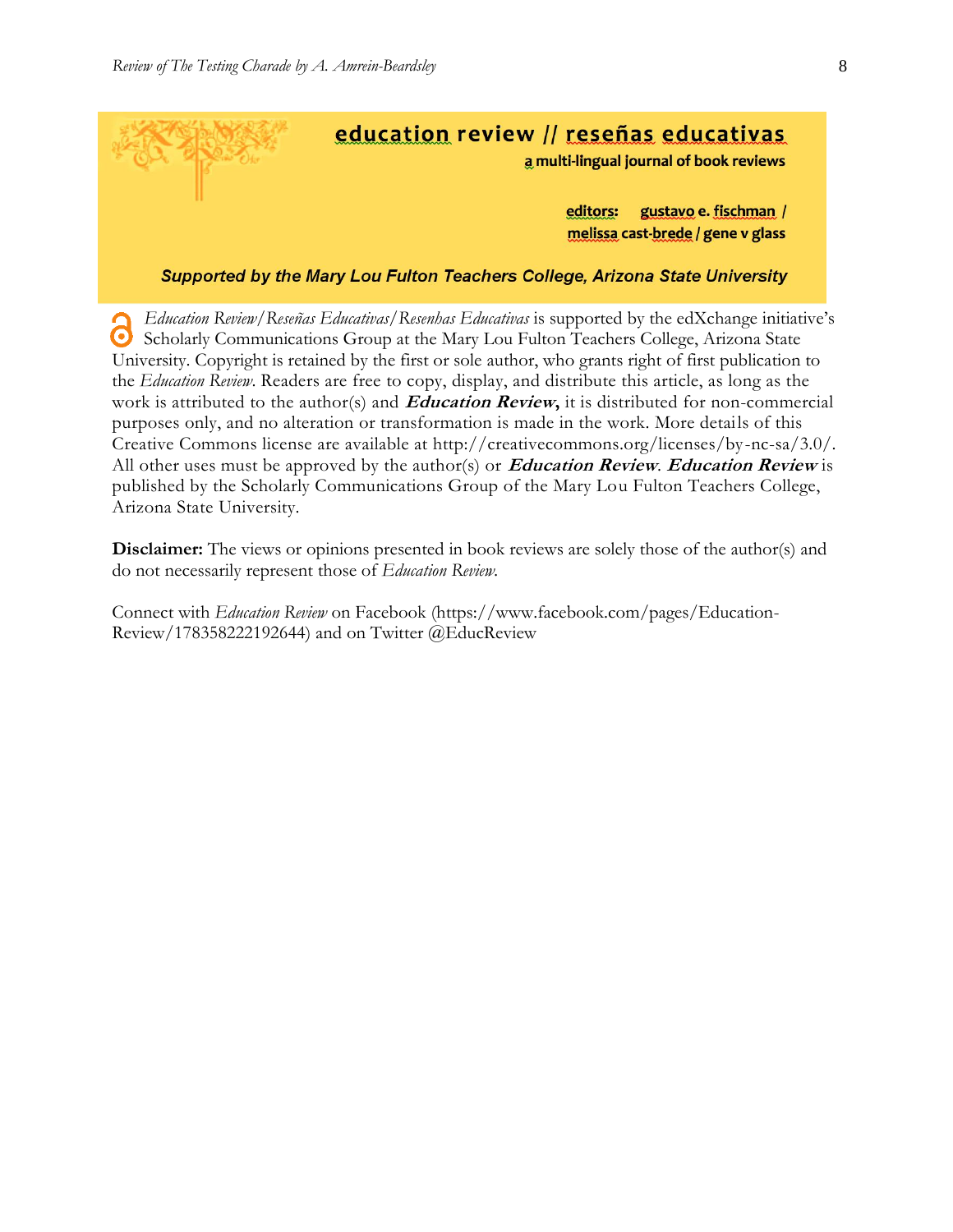**education review // reseñas educativas**

**a multi-lingual journal of book reviews**

**editors: gustavo e. fischman / melissa cast-brede / gene v glass**

***Supported by the Mary Lou Fulton Teachers College, Arizona State University***

*Education Review/Reseñas Educativas/Resenhas Educativas* is supported by the edXchange initiative's Scholarly Communications Group at the Mary Lou Fulton Teachers College, Arizona State University. Copyright is retained by the first or sole author, who grants right of first publication to the *Education Review*. Readers are free to copy, display, and distribute this article, as long as the work is attributed to the author(s) and ***Education Review*,** it is distributed for non-commercial purposes only, and no alteration or transformation is made in the work. More details of this Creative Commons license are available at http://creativecommons.org/licenses/by-nc-sa/3.0/. All other uses must be approved by the author(s) or ***Education Review***. ***Education Review*** is published by the Scholarly Communications Group of the Mary Lou Fulton Teachers College, Arizona State University.

**Disclaimer:** The views or opinions presented in book reviews are solely those of the author(s) and do not necessarily represent those of *Education Review*.

Connect with *Education Review* on Facebook (https://www.facebook.com/pages/Education-Review/178358222192644) and on Twitter @EducReview